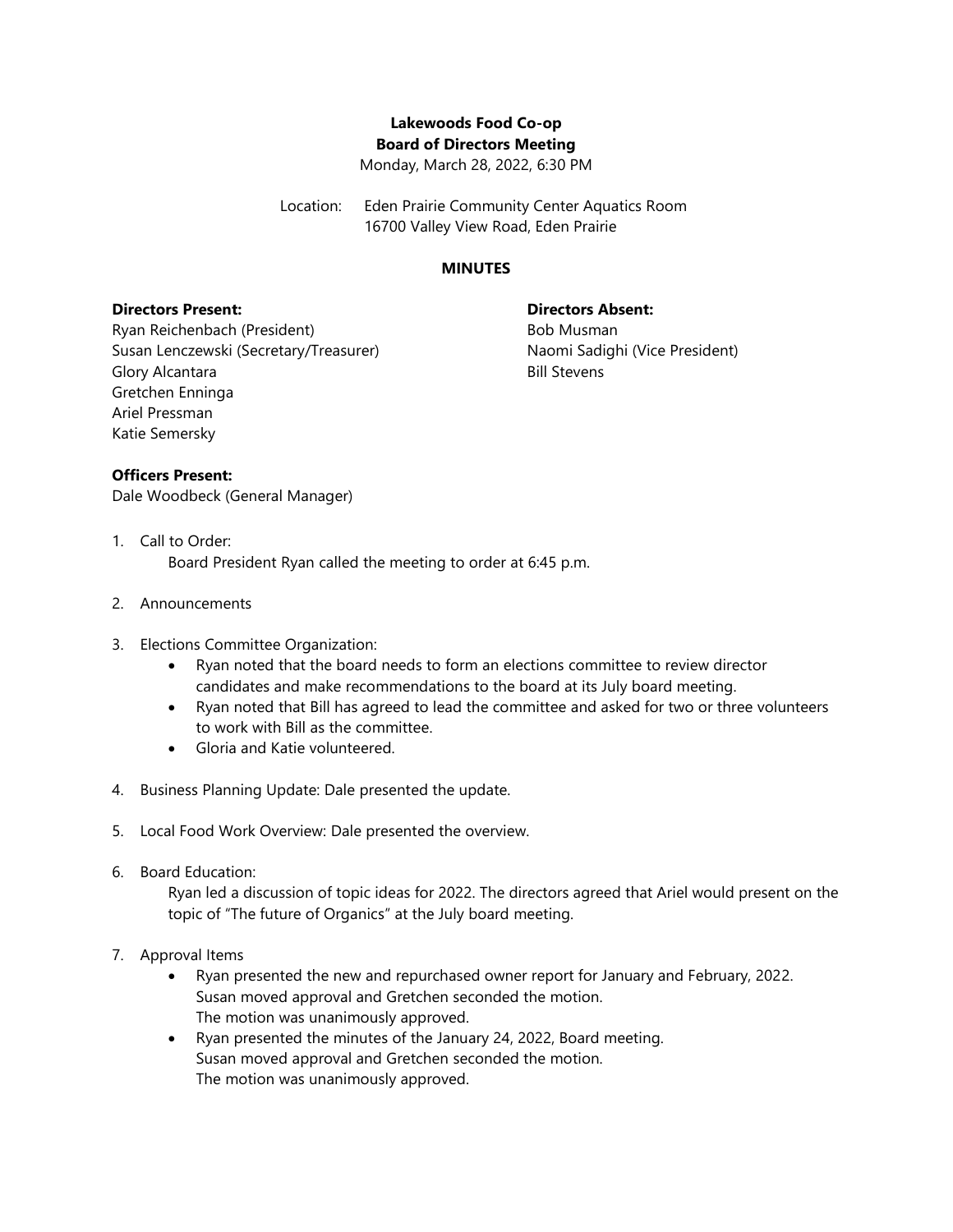**Lakewoods Food Co-op**
**Board of Directors Meeting**
Monday, March 28, 2022, 6:30 PM

Location: Eden Prairie Community Center Aquatics Room
16700 Valley View Road, Eden Prairie

**MINUTES**

**Directors Present:**
Ryan Reichenbach (President)
Susan Lenczewski (Secretary/Treasurer)
Glory Alcantara
Gretchen Enninga
Ariel Pressman
Katie Semersky

**Directors Absent:**
Bob Musman
Naomi Sadighi (Vice President)
Bill Stevens

**Officers Present:**
Dale Woodbeck (General Manager)

1. Call to Order:
   Board President Ryan called the meeting to order at 6:45 p.m.

2. Announcements

3. Elections Committee Organization:
   - Ryan noted that the board needs to form an elections committee to review director candidates and make recommendations to the board at its July board meeting.
   - Ryan noted that Bill has agreed to lead the committee and asked for two or three volunteers to work with Bill as the committee.
   - Gloria and Katie volunteered.

4. Business Planning Update: Dale presented the update.

5. Local Food Work Overview: Dale presented the overview.

6. Board Education:
   Ryan led a discussion of topic ideas for 2022. The directors agreed that Ariel would present on the topic of "The future of Organics" at the July board meeting.

7. Approval Items
   - Ryan presented the new and repurchased owner report for January and February, 2022.
     Susan moved approval and Gretchen seconded the motion.
     The motion was unanimously approved.
   - Ryan presented the minutes of the January 24, 2022, Board meeting.
     Susan moved approval and Gretchen seconded the motion.
     The motion was unanimously approved.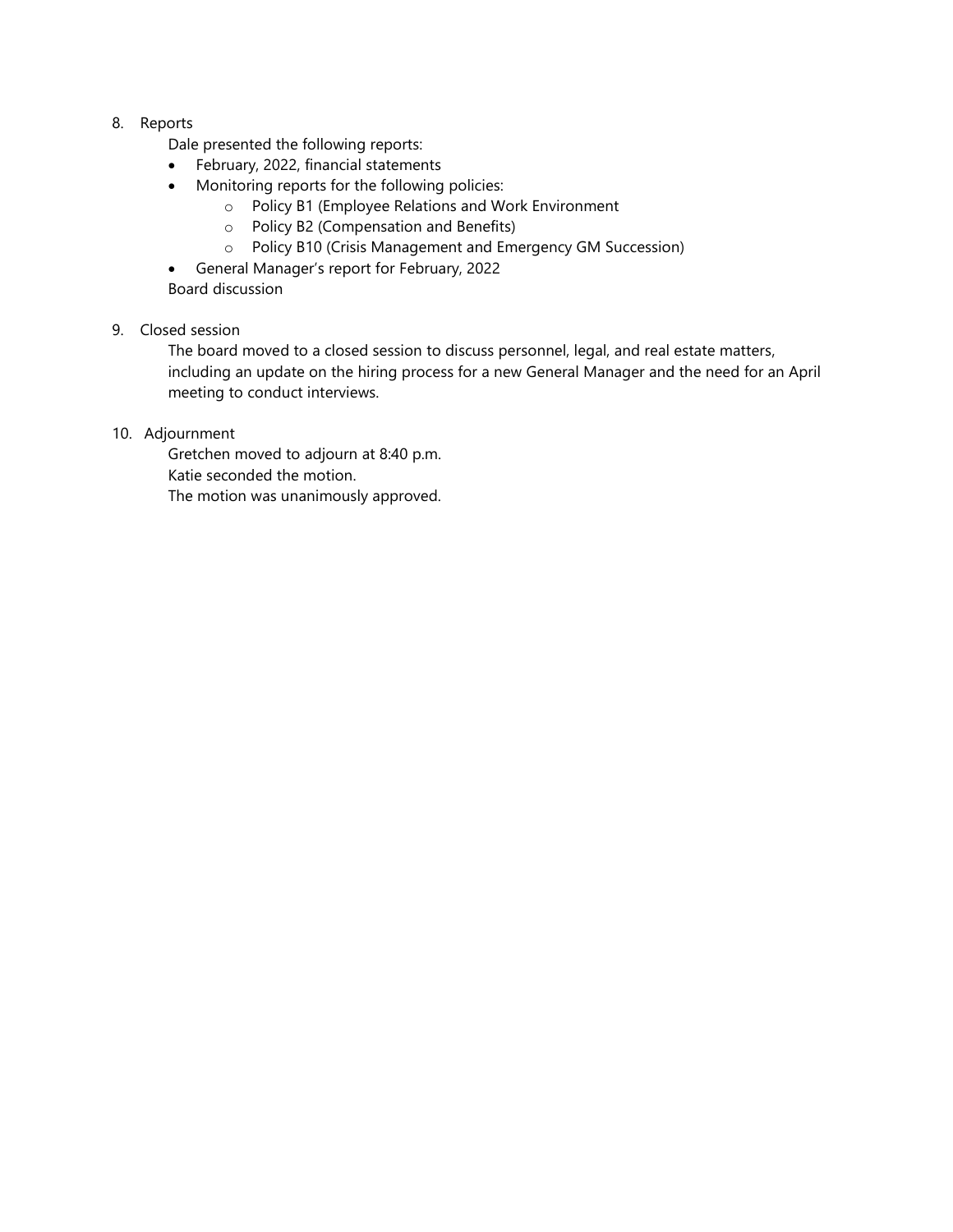8. Reports

   Dale presented the following reports:

   - February, 2022, financial statements
   - Monitoring reports for the following policies:
     - Policy B1 (Employee Relations and Work Environment
     - Policy B2 (Compensation and Benefits)
     - Policy B10 (Crisis Management and Emergency GM Succession)
   - General Manager's report for February, 2022

   Board discussion

9. Closed session

   The board moved to a closed session to discuss personnel, legal, and real estate matters, including an update on the hiring process for a new General Manager and the need for an April meeting to conduct interviews.

10. Adjournment

    Gretchen moved to adjourn at 8:40 p.m.
    Katie seconded the motion.
    The motion was unanimously approved.